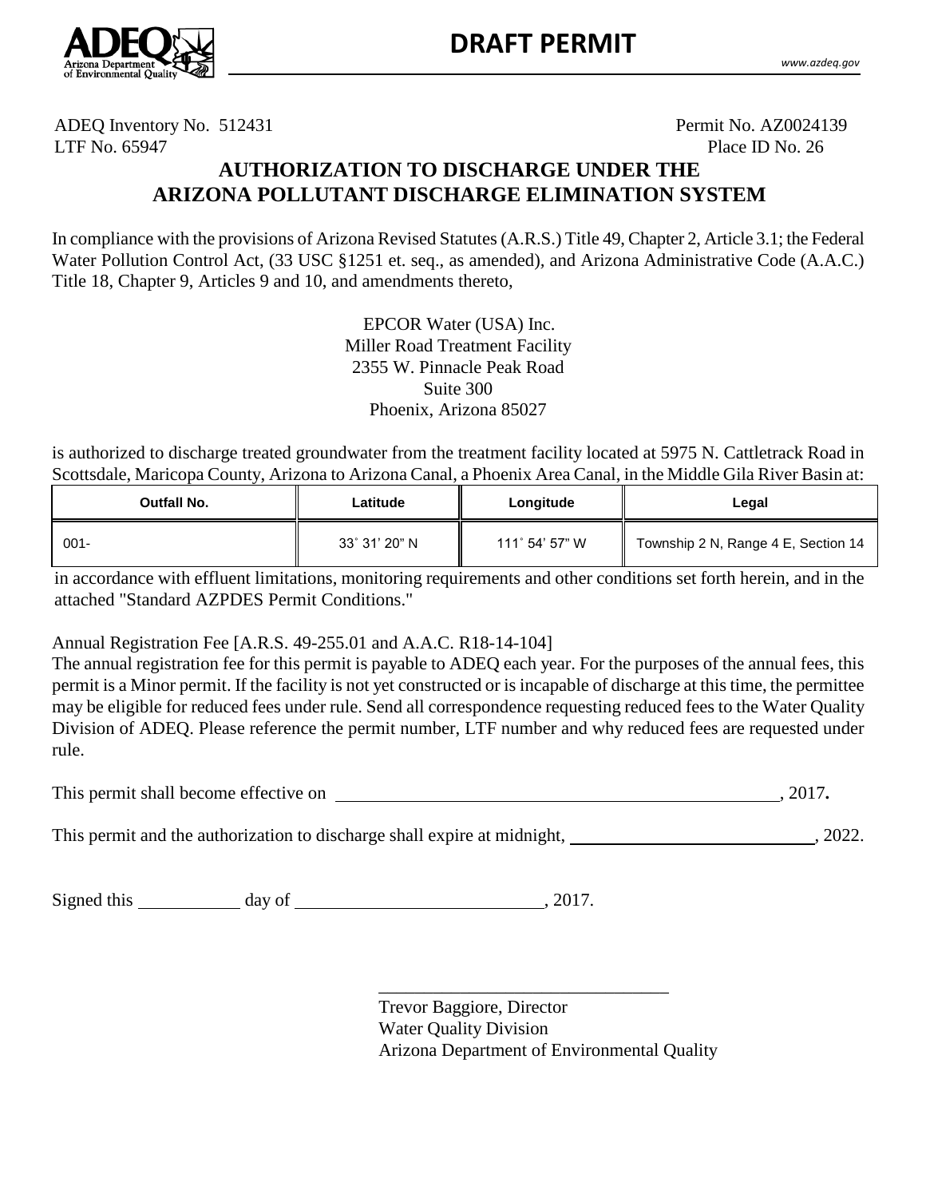# DRAFT PERMIT

ADEQ Inventory No. 512431 — Permit No. AZ0024139

LTF No. 65947 — Place ID No. 26

## AUTHORIZATION TO DISCHARGE UNDER THE ARIZONA POLLUTANT DISCHARGE ELIMINATION SYSTEM

In compliance with the provisions of Arizona Revised Statutes (A.R.S.) Title 49, Chapter 2, Article 3.1; the Federal Water Pollution Control Act, (33 USC §1251 et. seq., as amended), and Arizona Administrative Code (A.A.C.) Title 18, Chapter 9, Articles 9 and 10, and amendments thereto,

EPCOR Water (USA) Inc.
Miller Road Treatment Facility
2355 W. Pinnacle Peak Road
Suite 300
Phoenix, Arizona 85027

is authorized to discharge treated groundwater from the treatment facility located at 5975 N. Cattletrack Road in Scottsdale, Maricopa County, Arizona to Arizona Canal, a Phoenix Area Canal, in the Middle Gila River Basin at:

| Outfall No. | Latitude | Longitude | Legal |
|---|---|---|---|
| 001- | 33˚ 31' 20" N | 111˚ 54' 57" W | Township 2 N, Range 4 E, Section 14 |

in accordance with effluent limitations, monitoring requirements and other conditions set forth herein, and in the attached "Standard AZPDES Permit Conditions."

Annual Registration Fee [A.R.S. 49-255.01 and A.A.C. R18-14-104]
The annual registration fee for this permit is payable to ADEQ each year. For the purposes of the annual fees, this permit is a Minor permit. If the facility is not yet constructed or is incapable of discharge at this time, the permittee may be eligible for reduced fees under rule. Send all correspondence requesting reduced fees to the Water Quality Division of ADEQ. Please reference the permit number, LTF number and why reduced fees are requested under rule.

This permit shall become effective on ______________________________, 2017.

This permit and the authorization to discharge shall expire at midnight, ____________________, 2022.

Signed this __________ day of ____________________, 2017.

______________________________
Trevor Baggiore, Director
Water Quality Division
Arizona Department of Environmental Quality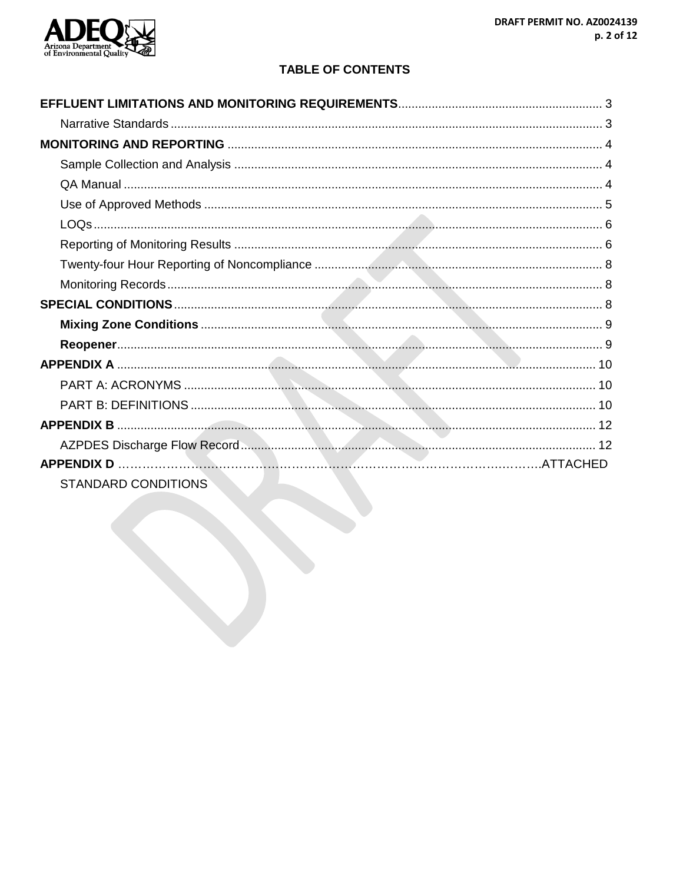# TABLE OF CONTENTS

**EFFLUENT LIMITATIONS AND MONITORING REQUIREMENTS** ........ 3

- Narrative Standards ........ 3

**MONITORING AND REPORTING** ........ 4

- Sample Collection and Analysis ........ 4
- QA Manual ........ 4
- Use of Approved Methods ........ 5
- LOQs ........ 6
- Reporting of Monitoring Results ........ 6
- Twenty-four Hour Reporting of Noncompliance ........ 8
- Monitoring Records ........ 8

**SPECIAL CONDITIONS** ........ 8

- **Mixing Zone Conditions** ........ 9
- **Reopener** ........ 9

**APPENDIX A** ........ 10

- PART A: ACRONYMS ........ 10
- PART B: DEFINITIONS ........ 10

**APPENDIX B** ........ 12

- AZPDES Discharge Flow Record ........ 12

**APPENDIX D** ........ ATTACHED

- STANDARD CONDITIONS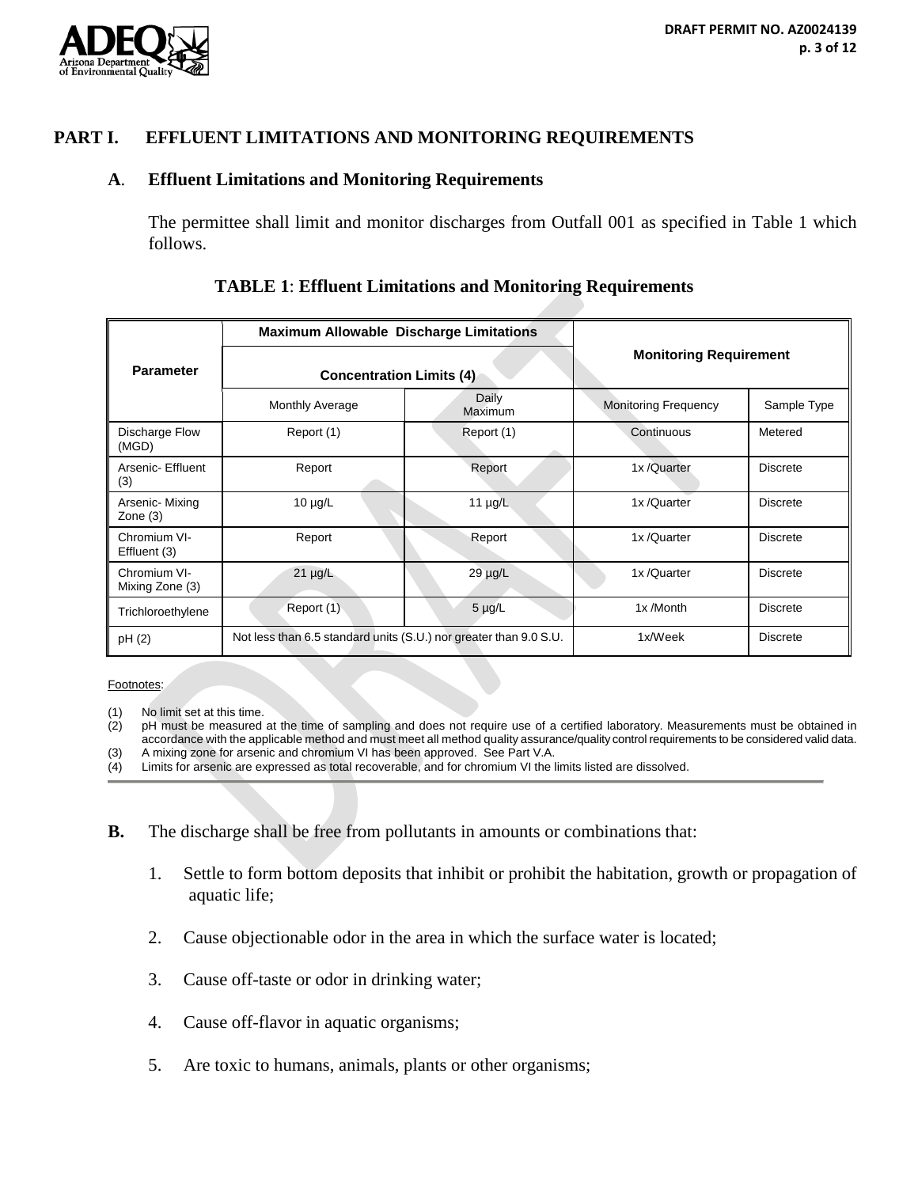## PART I. EFFLUENT LIMITATIONS AND MONITORING REQUIREMENTS

### A. Effluent Limitations and Monitoring Requirements

The permittee shall limit and monitor discharges from Outfall 001 as specified in Table 1 which follows.

**TABLE 1: Effluent Limitations and Monitoring Requirements**

| Parameter | Maximum Allowable Discharge Limitations Concentration Limits (4) | | Monitoring Requirement | |
|---|---|---|---|---|
| | Monthly Average | Daily Maximum | Monitoring Frequency | Sample Type |
| Discharge Flow (MGD) | Report (1) | Report (1) | Continuous | Metered |
| Arsenic- Effluent (3) | Report | Report | 1x /Quarter | Discrete |
| Arsenic- Mixing Zone (3) | 10 µg/L | 11 µg/L | 1x /Quarter | Discrete |
| Chromium VI- Effluent (3) | Report | Report | 1x /Quarter | Discrete |
| Chromium VI- Mixing Zone (3) | 21 µg/L | 29 µg/L | 1x /Quarter | Discrete |
| Trichloroethylene | Report (1) | 5 µg/L | 1x /Month | Discrete |
| pH (2) | Not less than 6.5 standard units (S.U.) nor greater than 9.0 S.U. | | 1x/Week | Discrete |

Footnotes:

(1) No limit set at this time.
(2) pH must be measured at the time of sampling and does not require use of a certified laboratory. Measurements must be obtained in accordance with the applicable method and must meet all method quality assurance/quality control requirements to be considered valid data.
(3) A mixing zone for arsenic and chromium VI has been approved. See Part V.A.
(4) Limits for arsenic are expressed as total recoverable, and for chromium VI the limits listed are dissolved.

**B.** The discharge shall be free from pollutants in amounts or combinations that:

1. Settle to form bottom deposits that inhibit or prohibit the habitation, growth or propagation of aquatic life;
2. Cause objectionable odor in the area in which the surface water is located;
3. Cause off-taste or odor in drinking water;
4. Cause off-flavor in aquatic organisms;
5. Are toxic to humans, animals, plants or other organisms;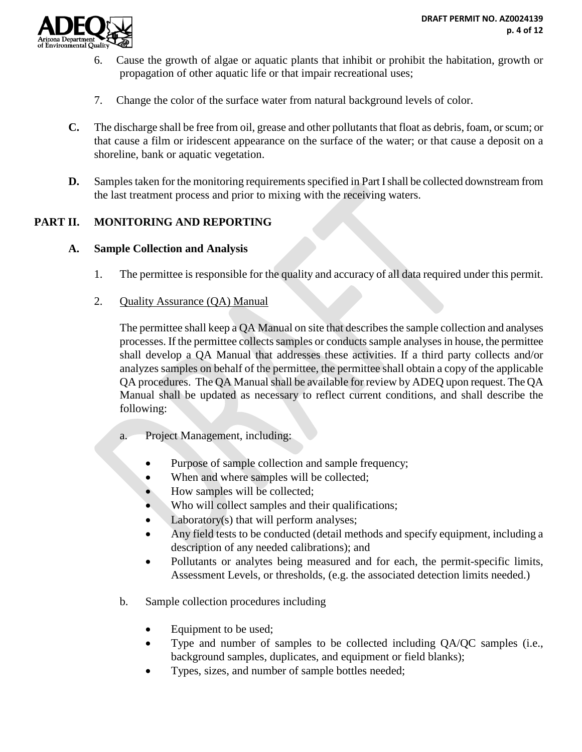6. Cause the growth of algae or aquatic plants that inhibit or prohibit the habitation, growth or propagation of other aquatic life or that impair recreational uses;

7. Change the color of the surface water from natural background levels of color.

**C.** The discharge shall be free from oil, grease and other pollutants that float as debris, foam, or scum; or that cause a film or iridescent appearance on the surface of the water; or that cause a deposit on a shoreline, bank or aquatic vegetation.

**D.** Samples taken for the monitoring requirements specified in Part I shall be collected downstream from the last treatment process and prior to mixing with the receiving waters.

## PART II. MONITORING AND REPORTING

### A. Sample Collection and Analysis

1. The permittee is responsible for the quality and accuracy of all data required under this permit.

2. Quality Assurance (QA) Manual

   The permittee shall keep a QA Manual on site that describes the sample collection and analyses processes. If the permittee collects samples or conducts sample analyses in house, the permittee shall develop a QA Manual that addresses these activities. If a third party collects and/or analyzes samples on behalf of the permittee, the permittee shall obtain a copy of the applicable QA procedures. The QA Manual shall be available for review by ADEQ upon request. The QA Manual shall be updated as necessary to reflect current conditions, and shall describe the following:

   a. Project Management, including:

      - Purpose of sample collection and sample frequency;
      - When and where samples will be collected;
      - How samples will be collected;
      - Who will collect samples and their qualifications;
      - Laboratory(s) that will perform analyses;
      - Any field tests to be conducted (detail methods and specify equipment, including a description of any needed calibrations); and
      - Pollutants or analytes being measured and for each, the permit-specific limits, Assessment Levels, or thresholds, (e.g. the associated detection limits needed.)

   b. Sample collection procedures including

      - Equipment to be used;
      - Type and number of samples to be collected including QA/QC samples (i.e., background samples, duplicates, and equipment or field blanks);
      - Types, sizes, and number of sample bottles needed;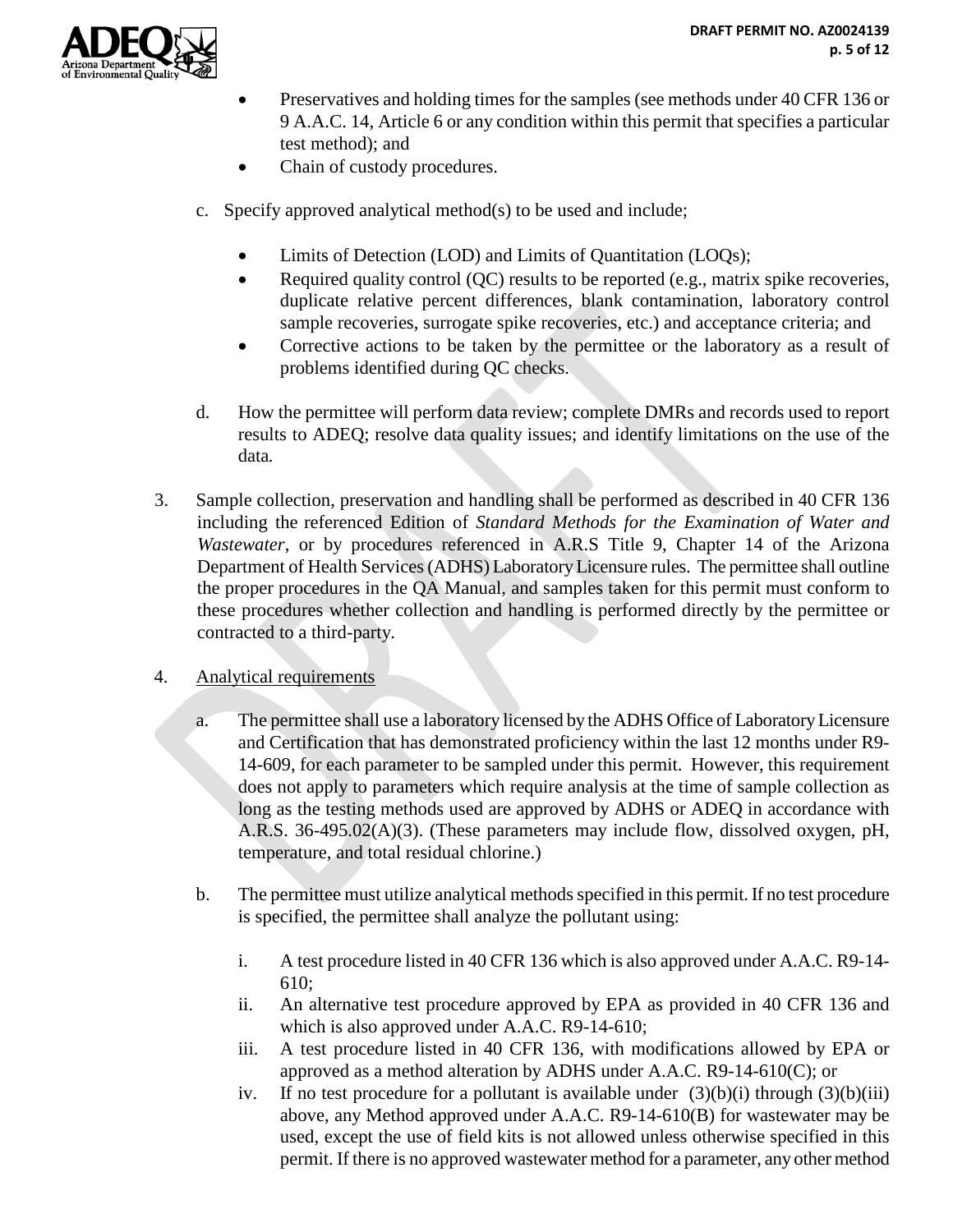- Preservatives and holding times for the samples (see methods under 40 CFR 136 or 9 A.A.C. 14, Article 6 or any condition within this permit that specifies a particular test method); and
- Chain of custody procedures.

c. Specify approved analytical method(s) to be used and include;

- Limits of Detection (LOD) and Limits of Quantitation (LOQs);
- Required quality control (QC) results to be reported (e.g., matrix spike recoveries, duplicate relative percent differences, blank contamination, laboratory control sample recoveries, surrogate spike recoveries, etc.) and acceptance criteria; and
- Corrective actions to be taken by the permittee or the laboratory as a result of problems identified during QC checks.

d. How the permittee will perform data review; complete DMRs and records used to report results to ADEQ; resolve data quality issues; and identify limitations on the use of the data.

3. Sample collection, preservation and handling shall be performed as described in 40 CFR 136 including the referenced Edition of *Standard Methods for the Examination of Water and Wastewater*, or by procedures referenced in A.R.S Title 9, Chapter 14 of the Arizona Department of Health Services (ADHS) Laboratory Licensure rules. The permittee shall outline the proper procedures in the QA Manual, and samples taken for this permit must conform to these procedures whether collection and handling is performed directly by the permittee or contracted to a third-party.

4. <u>Analytical requirements</u>

   a. The permittee shall use a laboratory licensed by the ADHS Office of Laboratory Licensure and Certification that has demonstrated proficiency within the last 12 months under R9-14-609, for each parameter to be sampled under this permit. However, this requirement does not apply to parameters which require analysis at the time of sample collection as long as the testing methods used are approved by ADHS or ADEQ in accordance with A.R.S. 36-495.02(A)(3). (These parameters may include flow, dissolved oxygen, pH, temperature, and total residual chlorine.)

   b. The permittee must utilize analytical methods specified in this permit. If no test procedure is specified, the permittee shall analyze the pollutant using:

      i. A test procedure listed in 40 CFR 136 which is also approved under A.A.C. R9-14-610;
      ii. An alternative test procedure approved by EPA as provided in 40 CFR 136 and which is also approved under A.A.C. R9-14-610;
      iii. A test procedure listed in 40 CFR 136, with modifications allowed by EPA or approved as a method alteration by ADHS under A.A.C. R9-14-610(C); or
      iv. If no test procedure for a pollutant is available under (3)(b)(i) through (3)(b)(iii) above, any Method approved under A.A.C. R9-14-610(B) for wastewater may be used, except the use of field kits is not allowed unless otherwise specified in this permit. If there is no approved wastewater method for a parameter, any other method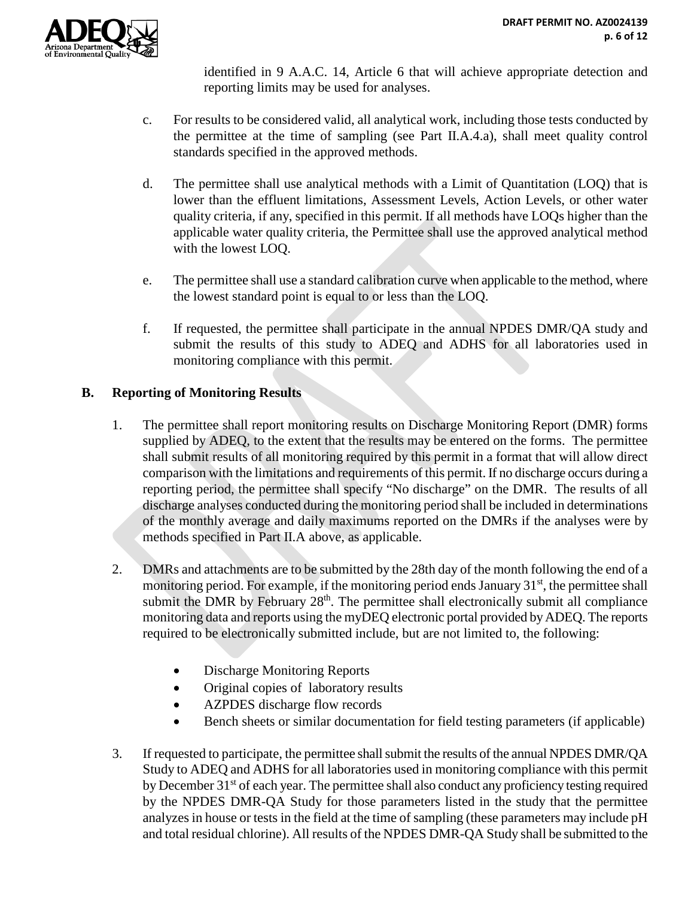identified in 9 A.A.C. 14, Article 6 that will achieve appropriate detection and reporting limits may be used for analyses.

c. For results to be considered valid, all analytical work, including those tests conducted by the permittee at the time of sampling (see Part II.A.4.a), shall meet quality control standards specified in the approved methods.

d. The permittee shall use analytical methods with a Limit of Quantitation (LOQ) that is lower than the effluent limitations, Assessment Levels, Action Levels, or other water quality criteria, if any, specified in this permit. If all methods have LOQs higher than the applicable water quality criteria, the Permittee shall use the approved analytical method with the lowest LOQ.

e. The permittee shall use a standard calibration curve when applicable to the method, where the lowest standard point is equal to or less than the LOQ.

f. If requested, the permittee shall participate in the annual NPDES DMR/QA study and submit the results of this study to ADEQ and ADHS for all laboratories used in monitoring compliance with this permit.

## B. Reporting of Monitoring Results

1. The permittee shall report monitoring results on Discharge Monitoring Report (DMR) forms supplied by ADEQ, to the extent that the results may be entered on the forms. The permittee shall submit results of all monitoring required by this permit in a format that will allow direct comparison with the limitations and requirements of this permit. If no discharge occurs during a reporting period, the permittee shall specify "No discharge" on the DMR. The results of all discharge analyses conducted during the monitoring period shall be included in determinations of the monthly average and daily maximums reported on the DMRs if the analyses were by methods specified in Part II.A above, as applicable.

2. DMRs and attachments are to be submitted by the 28th day of the month following the end of a monitoring period. For example, if the monitoring period ends January 31st, the permittee shall submit the DMR by February 28th. The permittee shall electronically submit all compliance monitoring data and reports using the myDEQ electronic portal provided by ADEQ. The reports required to be electronically submitted include, but are not limited to, the following:

   - Discharge Monitoring Reports
   - Original copies of laboratory results
   - AZPDES discharge flow records
   - Bench sheets or similar documentation for field testing parameters (if applicable)

3. If requested to participate, the permittee shall submit the results of the annual NPDES DMR/QA Study to ADEQ and ADHS for all laboratories used in monitoring compliance with this permit by December 31st of each year. The permittee shall also conduct any proficiency testing required by the NPDES DMR-QA Study for those parameters listed in the study that the permittee analyzes in house or tests in the field at the time of sampling (these parameters may include pH and total residual chlorine). All results of the NPDES DMR-QA Study shall be submitted to the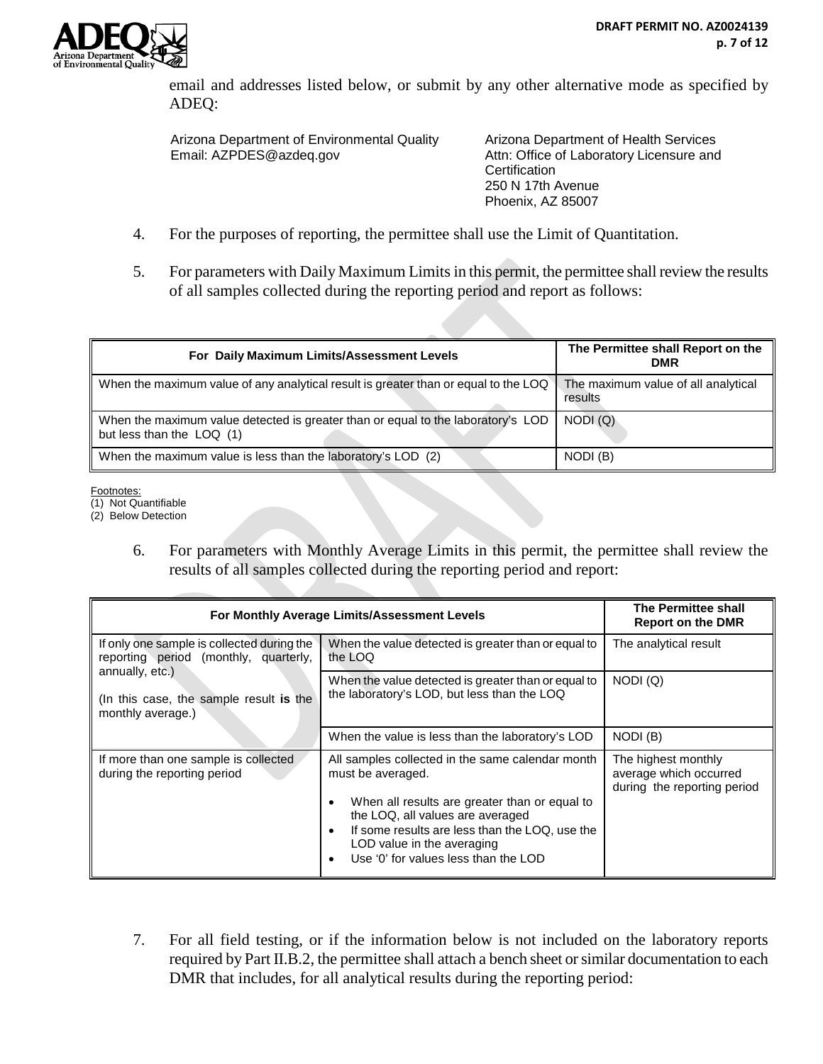email and addresses listed below, or submit by any other alternative mode as specified by ADEQ:

Arizona Department of Environmental Quality
Email: AZPDES@azdeq.gov

Arizona Department of Health Services
Attn: Office of Laboratory Licensure and Certification
250 N 17th Avenue
Phoenix, AZ 85007

4. For the purposes of reporting, the permittee shall use the Limit of Quantitation.

5. For parameters with Daily Maximum Limits in this permit, the permittee shall review the results of all samples collected during the reporting period and report as follows:

| For Daily Maximum Limits/Assessment Levels | The Permittee shall Report on the DMR |
|---|---|
| When the maximum value of any analytical result is greater than or equal to the LOQ | The maximum value of all analytical results |
| When the maximum value detected is greater than or equal to the laboratory's LOD but less than the LOQ (1) | NODI (Q) |
| When the maximum value is less than the laboratory's LOD (2) | NODI (B) |

Footnotes:
(1) Not Quantifiable
(2) Below Detection

6. For parameters with Monthly Average Limits in this permit, the permittee shall review the results of all samples collected during the reporting period and report:

| For Monthly Average Limits/Assessment Levels | | The Permittee shall Report on the DMR |
|---|---|---|
| If only one sample is collected during the reporting period (monthly, quarterly, annually, etc.)<br><br>(In this case, the sample result **is** the monthly average.) | When the value detected is greater than or equal to the LOQ | The analytical result |
| | When the value detected is greater than or equal to the laboratory's LOD, but less than the LOQ | NODI (Q) |
| | When the value is less than the laboratory's LOD | NODI (B) |
| If more than one sample is collected during the reporting period | All samples collected in the same calendar month must be averaged.<br>• When all results are greater than or equal to the LOQ, all values are averaged<br>• If some results are less than the LOQ, use the LOD value in the averaging<br>• Use '0' for values less than the LOD | The highest monthly average which occurred during the reporting period |

7. For all field testing, or if the information below is not included on the laboratory reports required by Part II.B.2, the permittee shall attach a bench sheet or similar documentation to each DMR that includes, for all analytical results during the reporting period: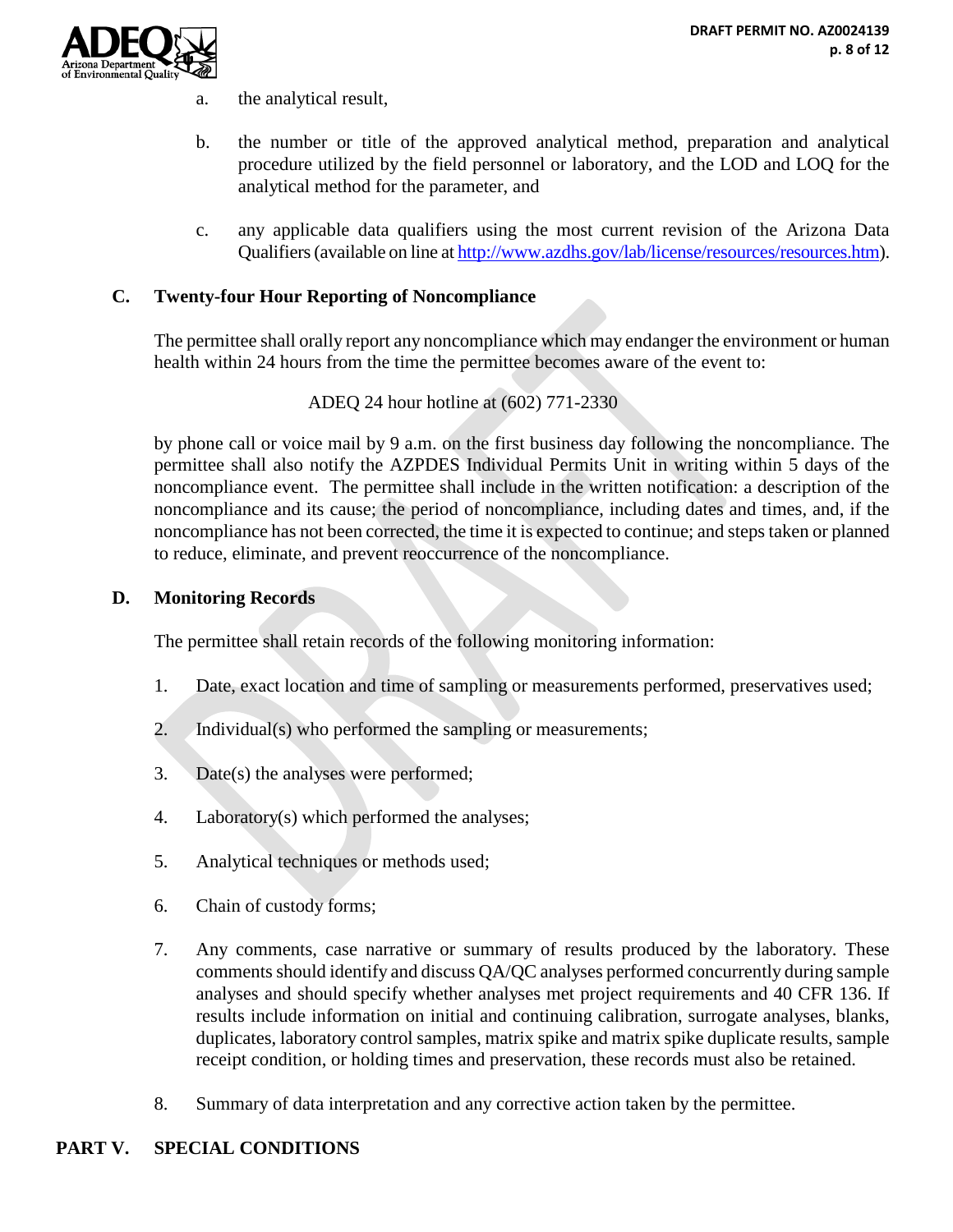a. the analytical result,

b. the number or title of the approved analytical method, preparation and analytical procedure utilized by the field personnel or laboratory, and the LOD and LOQ for the analytical method for the parameter, and

c. any applicable data qualifiers using the most current revision of the Arizona Data Qualifiers (available on line at http://www.azdhs.gov/lab/license/resources/resources.htm).

## C. Twenty-four Hour Reporting of Noncompliance

The permittee shall orally report any noncompliance which may endanger the environment or human health within 24 hours from the time the permittee becomes aware of the event to:

ADEQ 24 hour hotline at (602) 771-2330

by phone call or voice mail by 9 a.m. on the first business day following the noncompliance. The permittee shall also notify the AZPDES Individual Permits Unit in writing within 5 days of the noncompliance event. The permittee shall include in the written notification: a description of the noncompliance and its cause; the period of noncompliance, including dates and times, and, if the noncompliance has not been corrected, the time it is expected to continue; and steps taken or planned to reduce, eliminate, and prevent reoccurrence of the noncompliance.

## D. Monitoring Records

The permittee shall retain records of the following monitoring information:

1. Date, exact location and time of sampling or measurements performed, preservatives used;
2. Individual(s) who performed the sampling or measurements;
3. Date(s) the analyses were performed;
4. Laboratory(s) which performed the analyses;
5. Analytical techniques or methods used;
6. Chain of custody forms;
7. Any comments, case narrative or summary of results produced by the laboratory. These comments should identify and discuss QA/QC analyses performed concurrently during sample analyses and should specify whether analyses met project requirements and 40 CFR 136. If results include information on initial and continuing calibration, surrogate analyses, blanks, duplicates, laboratory control samples, matrix spike and matrix spike duplicate results, sample receipt condition, or holding times and preservation, these records must also be retained.
8. Summary of data interpretation and any corrective action taken by the permittee.

# PART V. SPECIAL CONDITIONS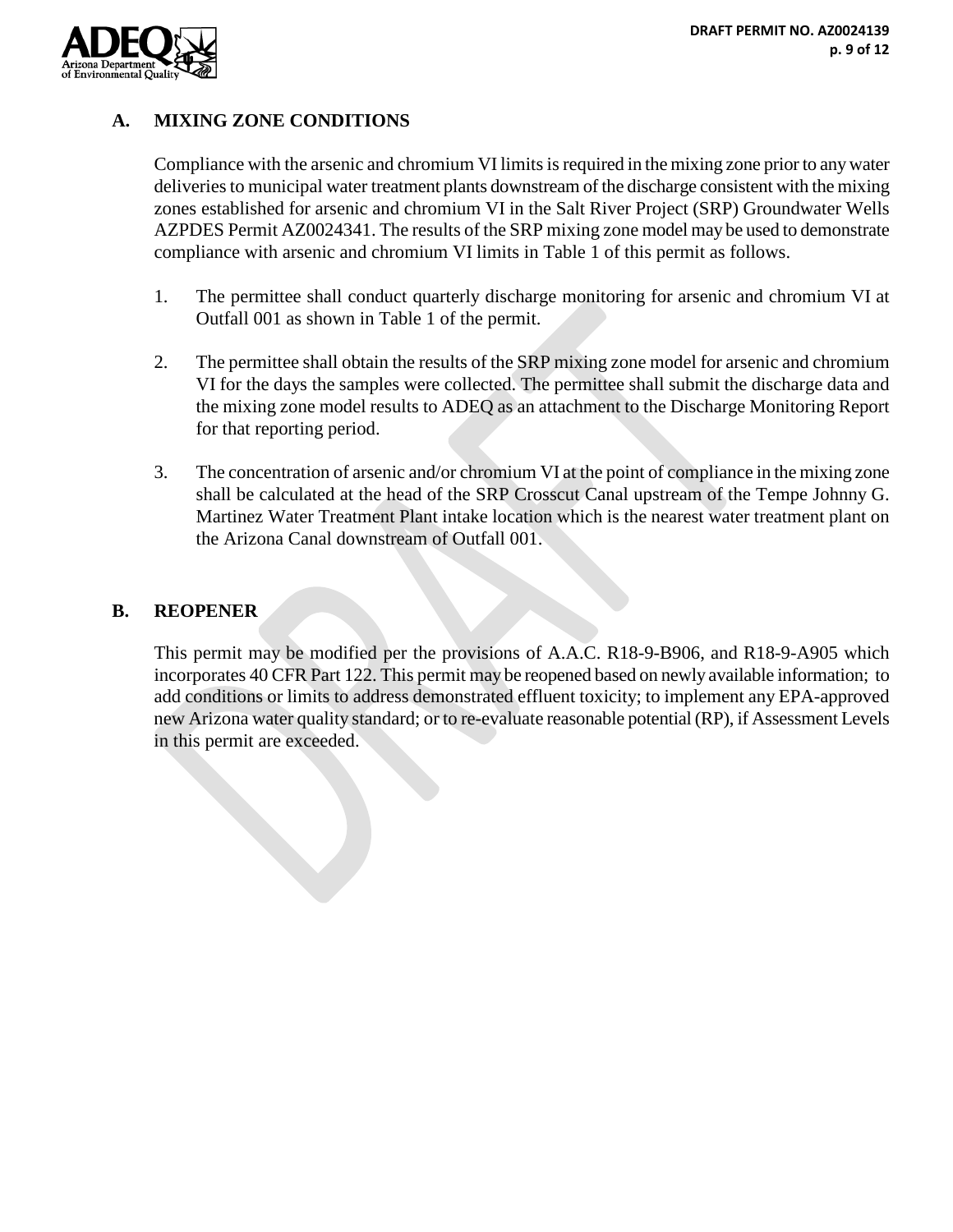## A. MIXING ZONE CONDITIONS

Compliance with the arsenic and chromium VI limits is required in the mixing zone prior to any water deliveries to municipal water treatment plants downstream of the discharge consistent with the mixing zones established for arsenic and chromium VI in the Salt River Project (SRP) Groundwater Wells AZPDES Permit AZ0024341. The results of the SRP mixing zone model may be used to demonstrate compliance with arsenic and chromium VI limits in Table 1 of this permit as follows.

1. The permittee shall conduct quarterly discharge monitoring for arsenic and chromium VI at Outfall 001 as shown in Table 1 of the permit.

2. The permittee shall obtain the results of the SRP mixing zone model for arsenic and chromium VI for the days the samples were collected. The permittee shall submit the discharge data and the mixing zone model results to ADEQ as an attachment to the Discharge Monitoring Report for that reporting period.

3. The concentration of arsenic and/or chromium VI at the point of compliance in the mixing zone shall be calculated at the head of the SRP Crosscut Canal upstream of the Tempe Johnny G. Martinez Water Treatment Plant intake location which is the nearest water treatment plant on the Arizona Canal downstream of Outfall 001.

## B. REOPENER

This permit may be modified per the provisions of A.A.C. R18-9-B906, and R18-9-A905 which incorporates 40 CFR Part 122. This permit may be reopened based on newly available information; to add conditions or limits to address demonstrated effluent toxicity; to implement any EPA-approved new Arizona water quality standard; or to re-evaluate reasonable potential (RP), if Assessment Levels in this permit are exceeded.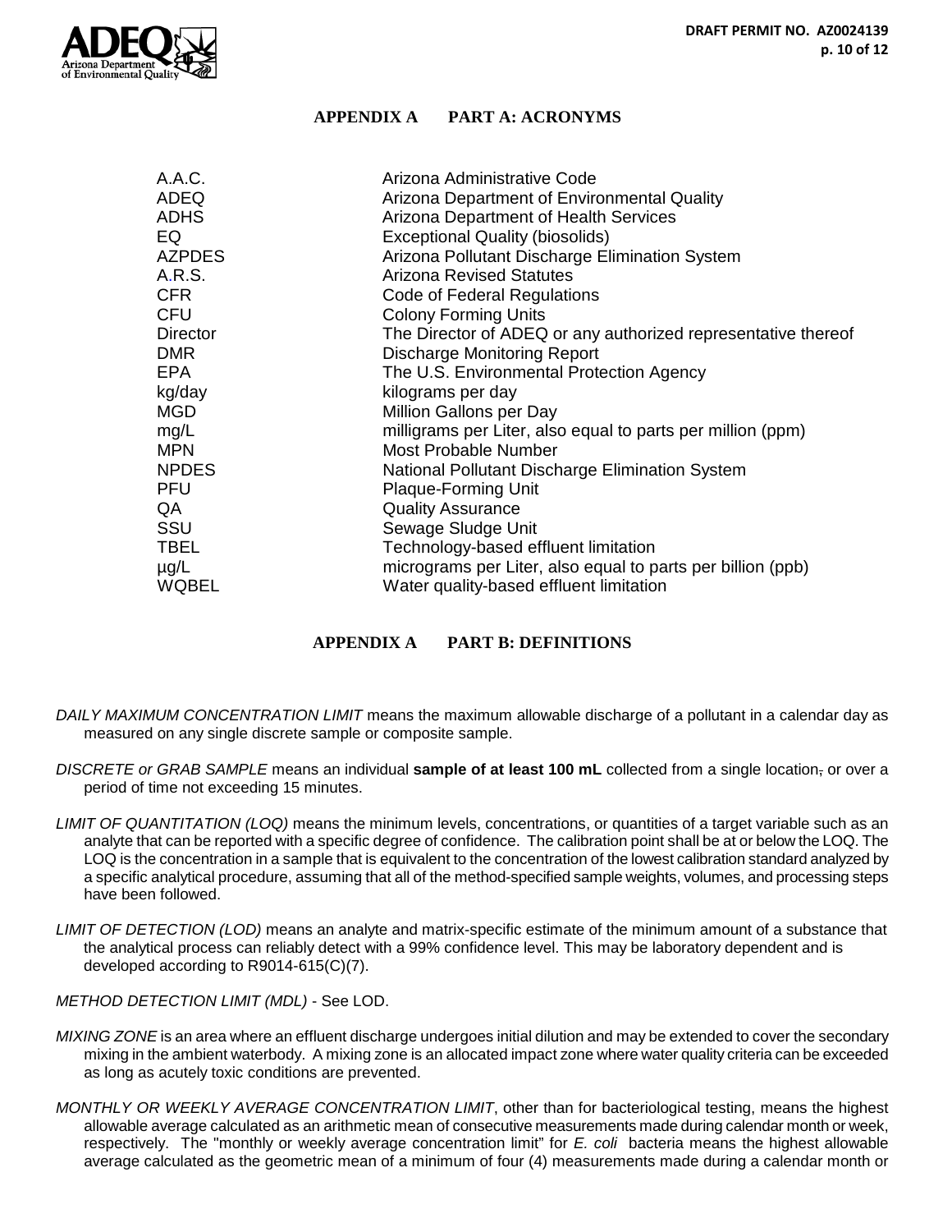## APPENDIX A PART A: ACRONYMS

| | |
|---|---|
| A.A.C. | Arizona Administrative Code |
| ADEQ | Arizona Department of Environmental Quality |
| ADHS | Arizona Department of Health Services |
| EQ | Exceptional Quality (biosolids) |
| AZPDES | Arizona Pollutant Discharge Elimination System |
| A.R.S. | Arizona Revised Statutes |
| CFR | Code of Federal Regulations |
| CFU | Colony Forming Units |
| Director | The Director of ADEQ or any authorized representative thereof |
| DMR | Discharge Monitoring Report |
| EPA | The U.S. Environmental Protection Agency |
| kg/day | kilograms per day |
| MGD | Million Gallons per Day |
| mg/L | milligrams per Liter, also equal to parts per million (ppm) |
| MPN | Most Probable Number |
| NPDES | National Pollutant Discharge Elimination System |
| PFU | Plaque-Forming Unit |
| QA | Quality Assurance |
| SSU | Sewage Sludge Unit |
| TBEL | Technology-based effluent limitation |
| µg/L | micrograms per Liter, also equal to parts per billion (ppb) |
| WQBEL | Water quality-based effluent limitation |

## APPENDIX A PART B: DEFINITIONS

*DAILY MAXIMUM CONCENTRATION LIMIT* means the maximum allowable discharge of a pollutant in a calendar day as measured on any single discrete sample or composite sample.

*DISCRETE or GRAB SAMPLE* means an individual **sample of at least 100 mL** collected from a single location, or over a period of time not exceeding 15 minutes.

*LIMIT OF QUANTITATION (LOQ)* means the minimum levels, concentrations, or quantities of a target variable such as an analyte that can be reported with a specific degree of confidence. The calibration point shall be at or below the LOQ. The LOQ is the concentration in a sample that is equivalent to the concentration of the lowest calibration standard analyzed by a specific analytical procedure, assuming that all of the method-specified sample weights, volumes, and processing steps have been followed.

*LIMIT OF DETECTION (LOD)* means an analyte and matrix-specific estimate of the minimum amount of a substance that the analytical process can reliably detect with a 99% confidence level. This may be laboratory dependent and is developed according to R9014-615(C)(7).

*METHOD DETECTION LIMIT (MDL)* - See LOD.

*MIXING ZONE* is an area where an effluent discharge undergoes initial dilution and may be extended to cover the secondary mixing in the ambient waterbody. A mixing zone is an allocated impact zone where water quality criteria can be exceeded as long as acutely toxic conditions are prevented.

*MONTHLY OR WEEKLY AVERAGE CONCENTRATION LIMIT*, other than for bacteriological testing, means the highest allowable average calculated as an arithmetic mean of consecutive measurements made during calendar month or week, respectively. The "monthly or weekly average concentration limit" for *E. coli* bacteria means the highest allowable average calculated as the geometric mean of a minimum of four (4) measurements made during a calendar month or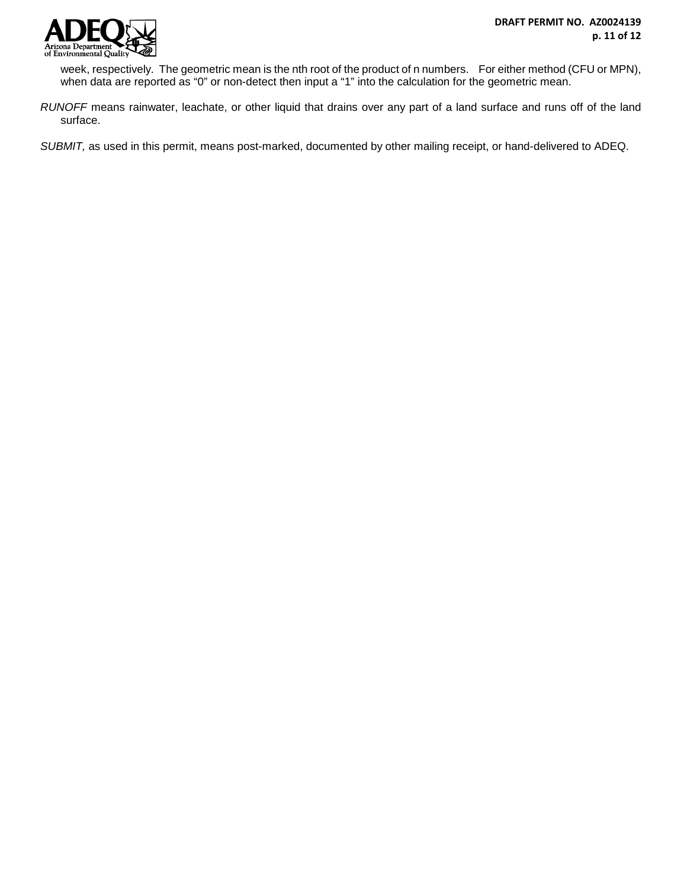week, respectively. The geometric mean is the nth root of the product of n numbers. For either method (CFU or MPN), when data are reported as "0" or non-detect then input a "1" into the calculation for the geometric mean.

*RUNOFF* means rainwater, leachate, or other liquid that drains over any part of a land surface and runs off of the land surface.

*SUBMIT,* as used in this permit, means post-marked, documented by other mailing receipt, or hand-delivered to ADEQ.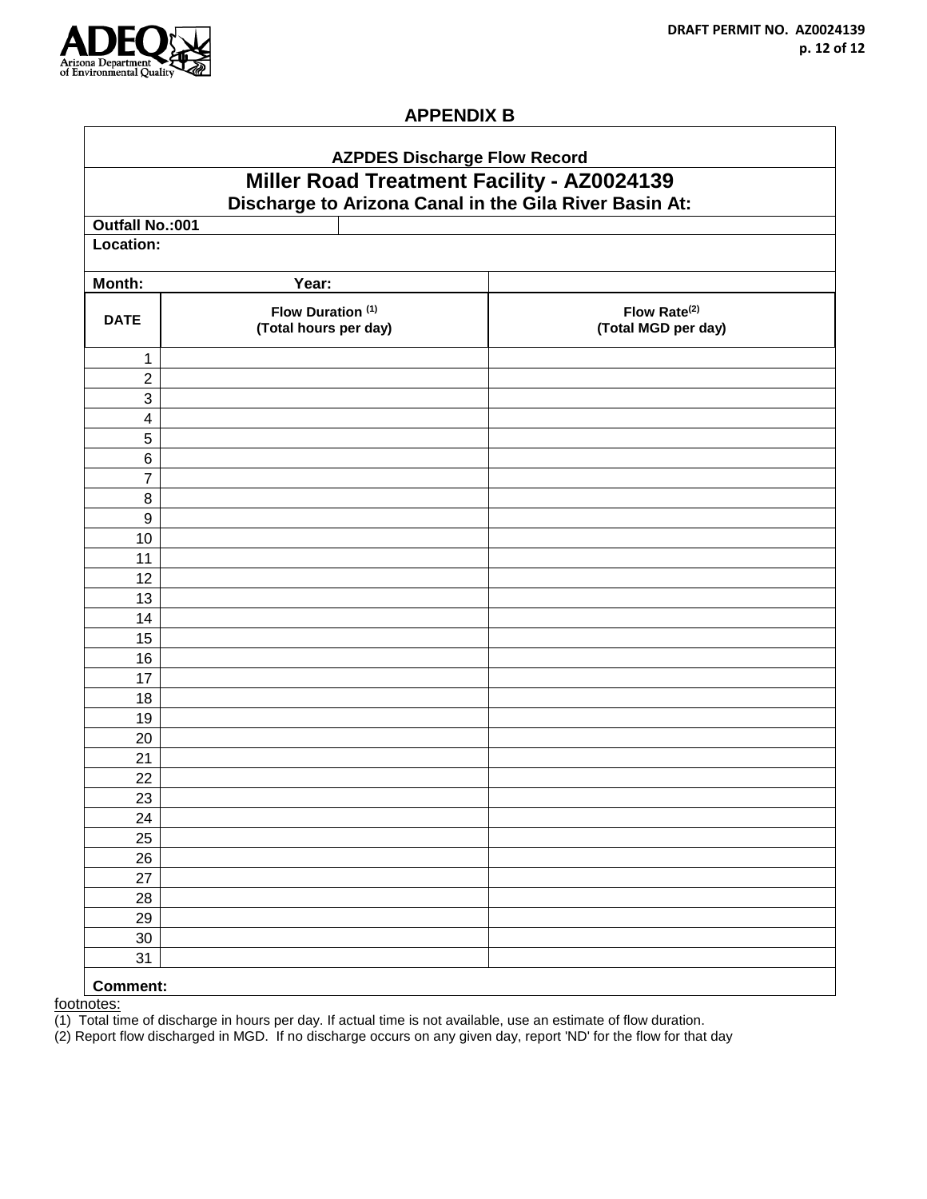## APPENDIX B

**AZPDES Discharge Flow Record**

**Miller Road Treatment Facility - AZ0024139**

**Discharge to Arizona Canal in the Gila River Basin At:**

**Outfall No.:001**

**Location:**

**Month:** **Year:**

| DATE | Flow Duration [(1)] (Total hours per day) | Flow Rate[(2)] (Total MGD per day) |
|---|---|---|
| 1 | | |
| 2 | | |
| 3 | | |
| 4 | | |
| 5 | | |
| 6 | | |
| 7 | | |
| 8 | | |
| 9 | | |
| 10 | | |
| 11 | | |
| 12 | | |
| 13 | | |
| 14 | | |
| 15 | | |
| 16 | | |
| 17 | | |
| 18 | | |
| 19 | | |
| 20 | | |
| 21 | | |
| 22 | | |
| 23 | | |
| 24 | | |
| 25 | | |
| 26 | | |
| 27 | | |
| 28 | | |
| 29 | | |
| 30 | | |
| 31 | | |

**Comment:**

footnotes:

(1) Total time of discharge in hours per day. If actual time is not available, use an estimate of flow duration.

(2) Report flow discharged in MGD. If no discharge occurs on any given day, report 'ND' for the flow for that day